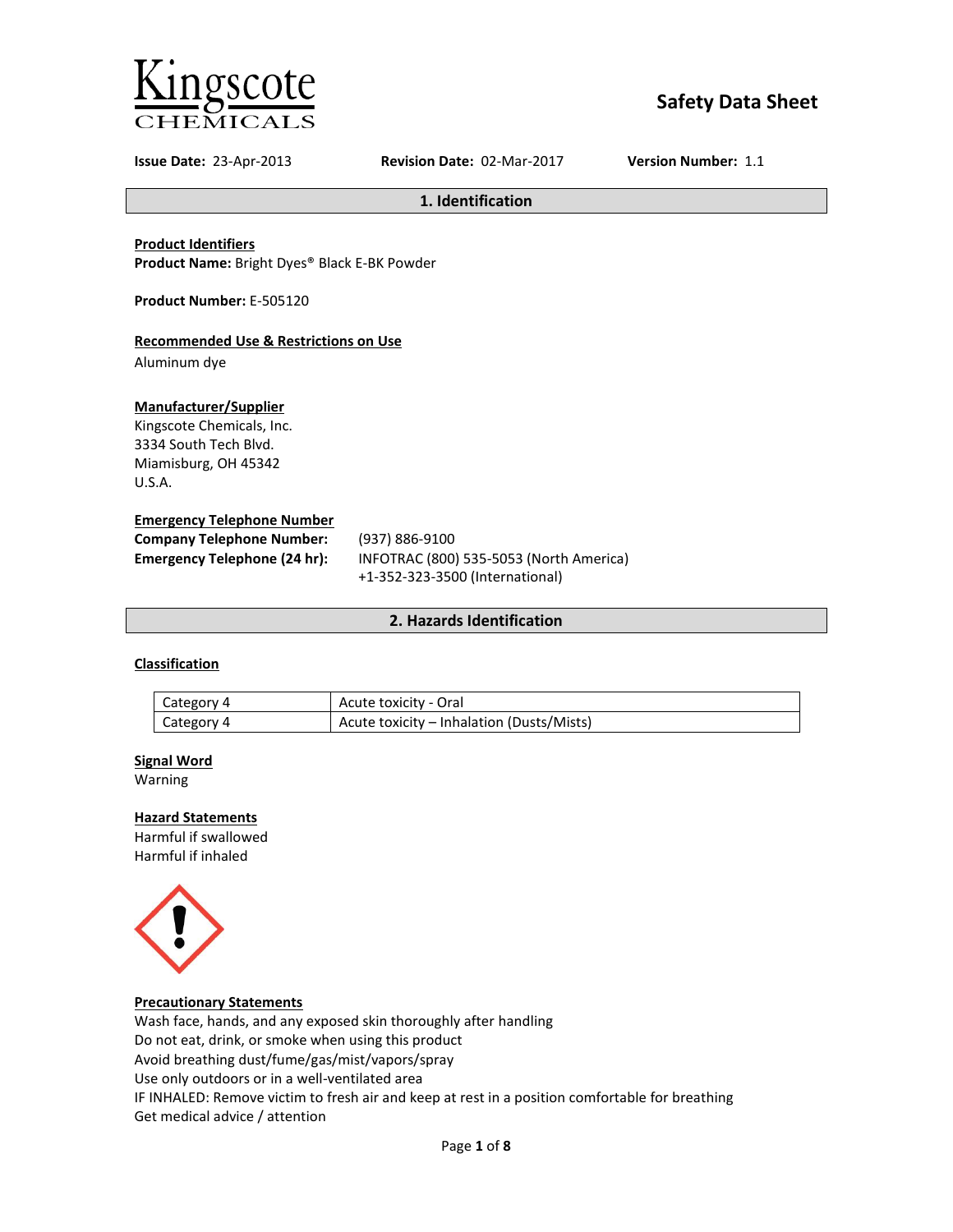Kingscote CHEMICALS

# Safety Data Sheet

**Issue Date:** 23-Apr-2013 **Revision Date:** 02-Mar-2017 **Version Number:** 1.1

## 1. Identification

**Product Identifiers**
**Product Name:** Bright Dyes® Black E-BK Powder

**Product Number:** E-505120

**Recommended Use & Restrictions on Use**
Aluminum dye

**Manufacturer/Supplier**
Kingscote Chemicals, Inc.
3334 South Tech Blvd.
Miamisburg, OH 45342
U.S.A.

**Emergency Telephone Number**

| | |
|---|---|
| **Company Telephone Number:** | (937) 886-9100 |
| **Emergency Telephone (24 hr):** | INFOTRAC (800) 535-5053 (North America)<br>+1-352-323-3500 (International) |

## 2. Hazards Identification

**Classification**

| | |
|---|---|
| Category 4 | Acute toxicity - Oral |
| Category 4 | Acute toxicity – Inhalation (Dusts/Mists) |

**Signal Word**
Warning

**Hazard Statements**
Harmful if swallowed
Harmful if inhaled

**Precautionary Statements**
Wash face, hands, and any exposed skin thoroughly after handling
Do not eat, drink, or smoke when using this product
Avoid breathing dust/fume/gas/mist/vapors/spray
Use only outdoors or in a well-ventilated area
IF INHALED: Remove victim to fresh air and keep at rest in a position comfortable for breathing
Get medical advice / attention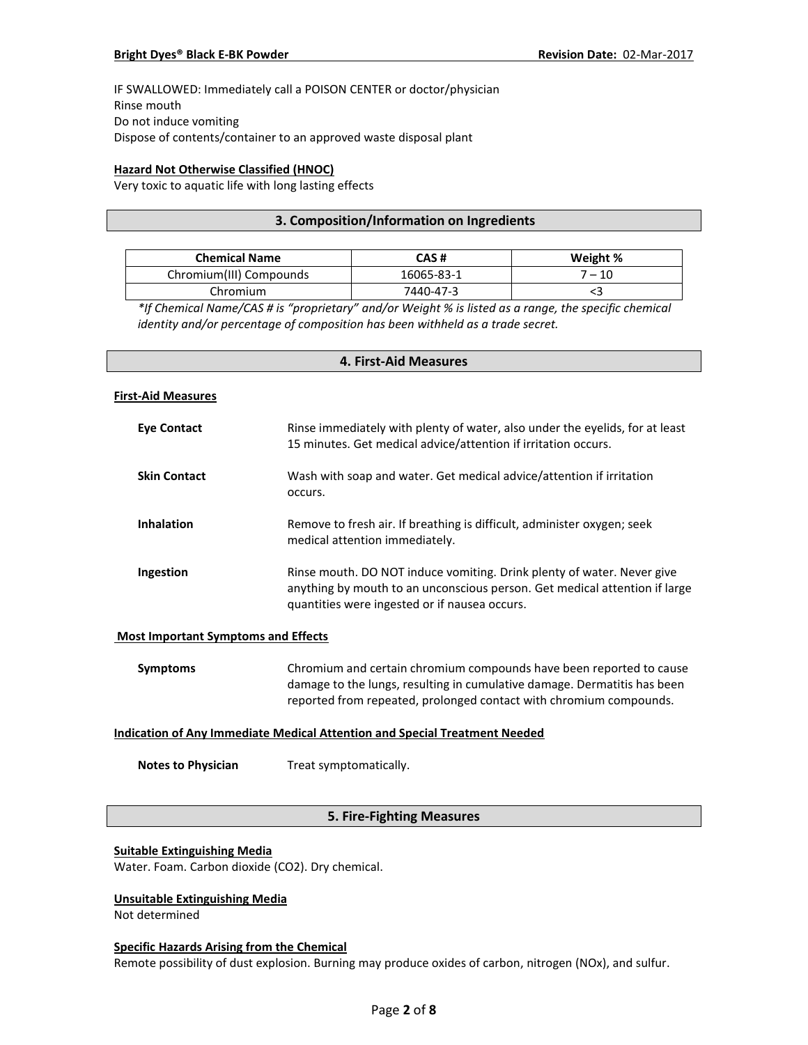IF SWALLOWED: Immediately call a POISON CENTER or doctor/physician
Rinse mouth
Do not induce vomiting
Dispose of contents/container to an approved waste disposal plant

**Hazard Not Otherwise Classified (HNOC)**
Very toxic to aquatic life with long lasting effects

## 3. Composition/Information on Ingredients

| Chemical Name | CAS # | Weight % |
|---|---|---|
| Chromium(III) Compounds | 16065-83-1 | 7 – 10 |
| Chromium | 7440-47-3 | <3 |

*\*If Chemical Name/CAS # is "proprietary" and/or Weight % is listed as a range, the specific chemical identity and/or percentage of composition has been withheld as a trade secret.*

## 4. First-Aid Measures

**First-Aid Measures**

**Eye Contact** Rinse immediately with plenty of water, also under the eyelids, for at least 15 minutes. Get medical advice/attention if irritation occurs.

**Skin Contact** Wash with soap and water. Get medical advice/attention if irritation occurs.

**Inhalation** Remove to fresh air. If breathing is difficult, administer oxygen; seek medical attention immediately.

**Ingestion** Rinse mouth. DO NOT induce vomiting. Drink plenty of water. Never give anything by mouth to an unconscious person. Get medical attention if large quantities were ingested or if nausea occurs.

**Most Important Symptoms and Effects**

**Symptoms** Chromium and certain chromium compounds have been reported to cause damage to the lungs, resulting in cumulative damage. Dermatitis has been reported from repeated, prolonged contact with chromium compounds.

**Indication of Any Immediate Medical Attention and Special Treatment Needed**

**Notes to Physician** Treat symptomatically.

## 5. Fire-Fighting Measures

**Suitable Extinguishing Media**
Water. Foam. Carbon dioxide ($CO_2$). Dry chemical.

**Unsuitable Extinguishing Media**
Not determined

**Specific Hazards Arising from the Chemical**
Remote possibility of dust explosion. Burning may produce oxides of carbon, nitrogen ($NO_x$), and sulfur.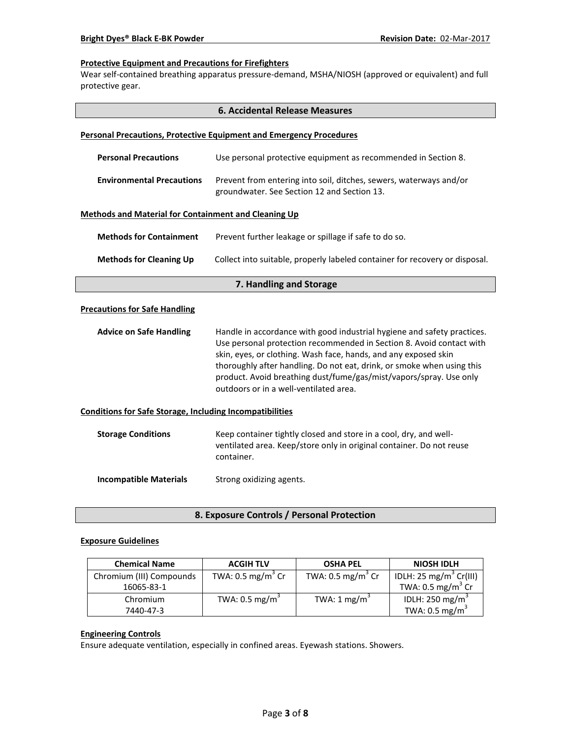#### Protective Equipment and Precautions for Firefighters

Wear self-contained breathing apparatus pressure-demand, MSHA/NIOSH (approved or equivalent) and full protective gear.

## 6. Accidental Release Measures

#### Personal Precautions, Protective Equipment and Emergency Procedures

**Personal Precautions** Use personal protective equipment as recommended in Section 8.

**Environmental Precautions** Prevent from entering into soil, ditches, sewers, waterways and/or groundwater. See Section 12 and Section 13.

#### Methods and Material for Containment and Cleaning Up

**Methods for Containment** Prevent further leakage or spillage if safe to do so.

**Methods for Cleaning Up** Collect into suitable, properly labeled container for recovery or disposal.

## 7. Handling and Storage

#### Precautions for Safe Handling

**Advice on Safe Handling** Handle in accordance with good industrial hygiene and safety practices. Use personal protection recommended in Section 8. Avoid contact with skin, eyes, or clothing. Wash face, hands, and any exposed skin thoroughly after handling. Do not eat, drink, or smoke when using this product. Avoid breathing dust/fume/gas/mist/vapors/spray. Use only outdoors or in a well-ventilated area.

#### Conditions for Safe Storage, Including Incompatibilities

**Storage Conditions** Keep container tightly closed and store in a cool, dry, and well-ventilated area. Keep/store only in original container. Do not reuse container.

**Incompatible Materials** Strong oxidizing agents.

## 8. Exposure Controls / Personal Protection

#### Exposure Guidelines

| Chemical Name | ACGIH TLV | OSHA PEL | NIOSH IDLH |
|---|---|---|---|
| Chromium (III) Compounds 16065-83-1 | TWA: 0.5 $mg/m^3$ Cr | TWA: 0.5 $mg/m^3$ Cr | IDLH: 25 $mg/m^3$ Cr(III) TWA: 0.5 $mg/m^3$ Cr |
| Chromium 7440-47-3 | TWA: 0.5 $mg/m^3$ | TWA: 1 $mg/m^3$ | IDLH: 250 $mg/m^3$ TWA: 0.5 $mg/m^3$ |

#### Engineering Controls

Ensure adequate ventilation, especially in confined areas. Eyewash stations. Showers.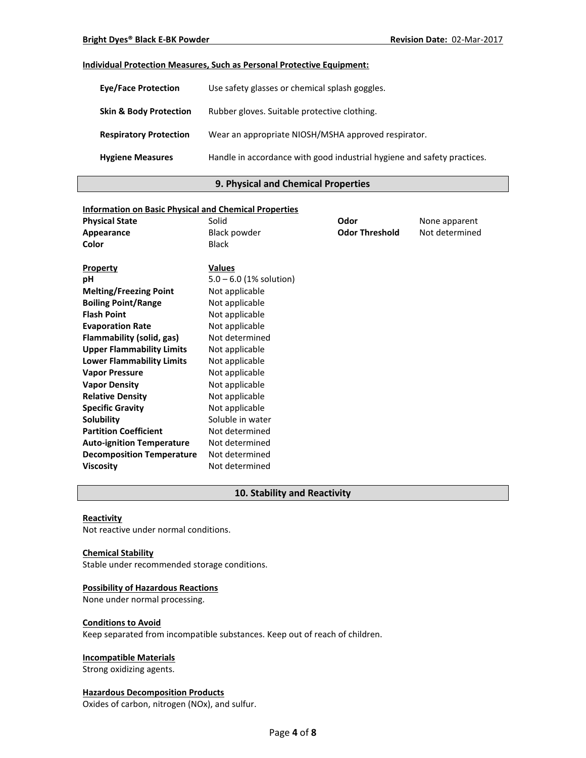**Individual Protection Measures, Such as Personal Protective Equipment:**

| | |
|---|---|
| **Eye/Face Protection** | Use safety glasses or chemical splash goggles. |
| **Skin & Body Protection** | Rubber gloves. Suitable protective clothing. |
| **Respiratory Protection** | Wear an appropriate NIOSH/MSHA approved respirator. |
| **Hygiene Measures** | Handle in accordance with good industrial hygiene and safety practices. |

## 9. Physical and Chemical Properties

**Information on Basic Physical and Chemical Properties**

| | | | |
|---|---|---|---|
| **Physical State** | Solid | **Odor** | None apparent |
| **Appearance** | Black powder | **Odor Threshold** | Not determined |
| **Color** | Black | | |

| **Property** | **Values** |
|---|---|
| **pH** | 5.0 – 6.0 (1% solution) |
| **Melting/Freezing Point** | Not applicable |
| **Boiling Point/Range** | Not applicable |
| **Flash Point** | Not applicable |
| **Evaporation Rate** | Not applicable |
| **Flammability (solid, gas)** | Not determined |
| **Upper Flammability Limits** | Not applicable |
| **Lower Flammability Limits** | Not applicable |
| **Vapor Pressure** | Not applicable |
| **Vapor Density** | Not applicable |
| **Relative Density** | Not applicable |
| **Specific Gravity** | Not applicable |
| **Solubility** | Soluble in water |
| **Partition Coefficient** | Not determined |
| **Auto-ignition Temperature** | Not determined |
| **Decomposition Temperature** | Not determined |
| **Viscosity** | Not determined |

## 10. Stability and Reactivity

**Reactivity**
Not reactive under normal conditions.

**Chemical Stability**
Stable under recommended storage conditions.

**Possibility of Hazardous Reactions**
None under normal processing.

**Conditions to Avoid**
Keep separated from incompatible substances. Keep out of reach of children.

**Incompatible Materials**
Strong oxidizing agents.

**Hazardous Decomposition Products**
Oxides of carbon, nitrogen (NOx), and sulfur.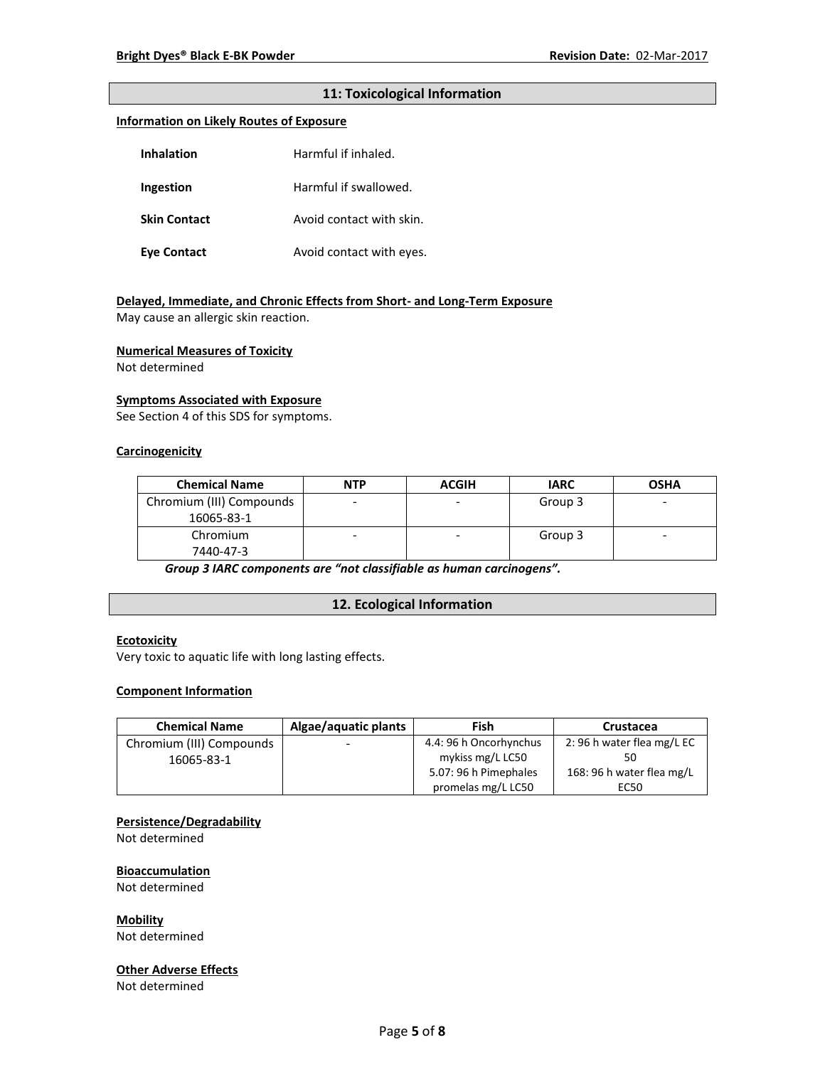## 11: Toxicological Information

**Information on Likely Routes of Exposure**

| | |
|---|---|
| **Inhalation** | Harmful if inhaled. |
| **Ingestion** | Harmful if swallowed. |
| **Skin Contact** | Avoid contact with skin. |
| **Eye Contact** | Avoid contact with eyes. |

**Delayed, Immediate, and Chronic Effects from Short- and Long-Term Exposure**

May cause an allergic skin reaction.

**Numerical Measures of Toxicity**

Not determined

**Symptoms Associated with Exposure**

See Section 4 of this SDS for symptoms.

**Carcinogenicity**

| Chemical Name | NTP | ACGIH | IARC | OSHA |
|---|---|---|---|---|
| Chromium (III) Compounds 16065-83-1 | - | - | Group 3 | - |
| Chromium 7440-47-3 | - | - | Group 3 | - |

***Group 3 IARC components are "not classifiable as human carcinogens".***

## 12. Ecological Information

**Ecotoxicity**

Very toxic to aquatic life with long lasting effects.

**Component Information**

| Chemical Name | Algae/aquatic plants | Fish | Crustacea |
|---|---|---|---|
| Chromium (III) Compounds 16065-83-1 | - | 4.4: 96 h Oncorhynchus mykiss mg/L LC50<br>5.07: 96 h Pimephales promelas mg/L LC50 | 2: 96 h water flea mg/L EC 50<br>168: 96 h water flea mg/L EC50 |

**Persistence/Degradability**

Not determined

**Bioaccumulation**

Not determined

**Mobility**

Not determined

**Other Adverse Effects**

Not determined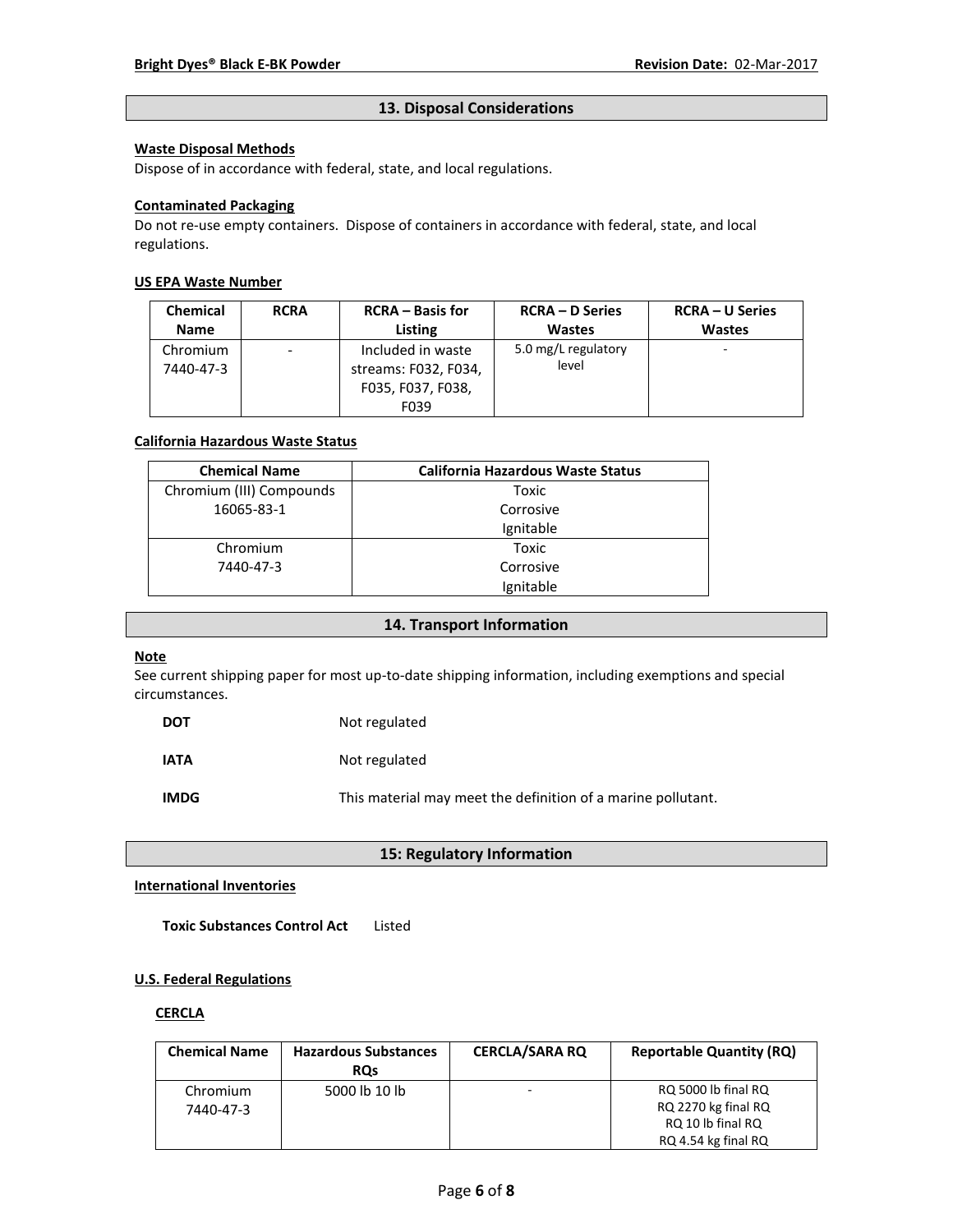## 13. Disposal Considerations

### Waste Disposal Methods

Dispose of in accordance with federal, state, and local regulations.

### Contaminated Packaging

Do not re-use empty containers. Dispose of containers in accordance with federal, state, and local regulations.

### US EPA Waste Number

| Chemical Name | RCRA | RCRA – Basis for Listing | RCRA – D Series Wastes | RCRA – U Series Wastes |
|---|---|---|---|---|
| Chromium 7440-47-3 | - | Included in waste streams: F032, F034, F035, F037, F038, F039 | 5.0 mg/L regulatory level | - |

### California Hazardous Waste Status

| Chemical Name | California Hazardous Waste Status |
|---|---|
| Chromium (III) Compounds 16065-83-1 | Toxic Corrosive Ignitable |
| Chromium 7440-47-3 | Toxic Corrosive Ignitable |

## 14. Transport Information

### Note

See current shipping paper for most up-to-date shipping information, including exemptions and special circumstances.

**DOT** Not regulated

**IATA** Not regulated

**IMDG** This material may meet the definition of a marine pollutant.

## 15: Regulatory Information

### International Inventories

**Toxic Substances Control Act** Listed

### U.S. Federal Regulations

#### CERCLA

| Chemical Name | Hazardous Substances RQs | CERCLA/SARA RQ | Reportable Quantity (RQ) |
|---|---|---|---|
| Chromium 7440-47-3 | 5000 lb 10 lb | - | RQ 5000 lb final RQ RQ 2270 kg final RQ RQ 10 lb final RQ RQ 4.54 kg final RQ |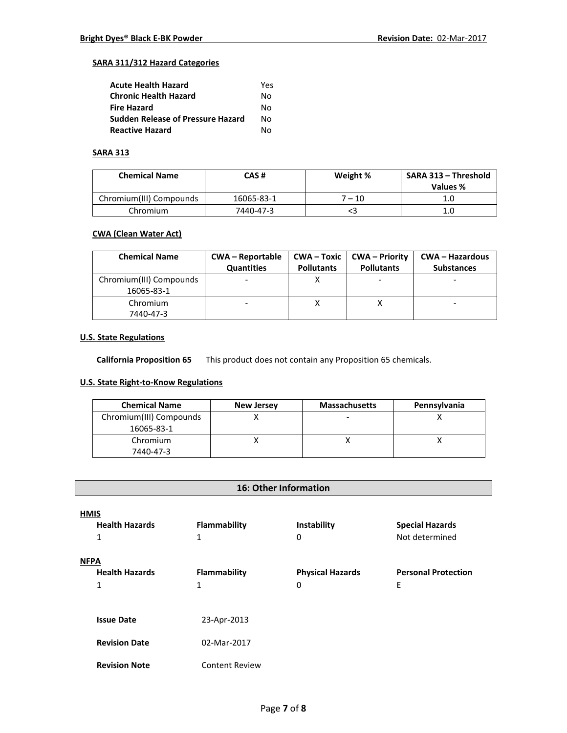### SARA 311/312 Hazard Categories

| | |
|---|---|
| **Acute Health Hazard** | Yes |
| **Chronic Health Hazard** | No |
| **Fire Hazard** | No |
| **Sudden Release of Pressure Hazard** | No |
| **Reactive Hazard** | No |

### SARA 313

| Chemical Name | CAS # | Weight % | SARA 313 – Threshold Values % |
|---|---|---|---|
| Chromium(III) Compounds | 16065-83-1 | 7 – 10 | 1.0 |
| Chromium | 7440-47-3 | <3 | 1.0 |

### CWA (Clean Water Act)

| Chemical Name | CWA – Reportable Quantities | CWA – Toxic Pollutants | CWA – Priority Pollutants | CWA – Hazardous Substances |
|---|---|---|---|---|
| Chromium(III) Compounds 16065-83-1 | - | X | - | - |
| Chromium 7440-47-3 | - | X | X | - |

### U.S. State Regulations

**California Proposition 65** This product does not contain any Proposition 65 chemicals.

### U.S. State Right-to-Know Regulations

| Chemical Name | New Jersey | Massachusetts | Pennsylvania |
|---|---|---|---|
| Chromium(III) Compounds 16065-83-1 | X | - | X |
| Chromium 7440-47-3 | X | X | X |

## 16: Other Information

**HMIS**

| Health Hazards | Flammability | Instability | Special Hazards |
|---|---|---|---|
| 1 | 1 | 0 | Not determined |

**NFPA**

| Health Hazards | Flammability | Physical Hazards | Personal Protection |
|---|---|---|---|
| 1 | 1 | 0 | E |

**Issue Date** 23-Apr-2013

**Revision Date** 02-Mar-2017

**Revision Note** Content Review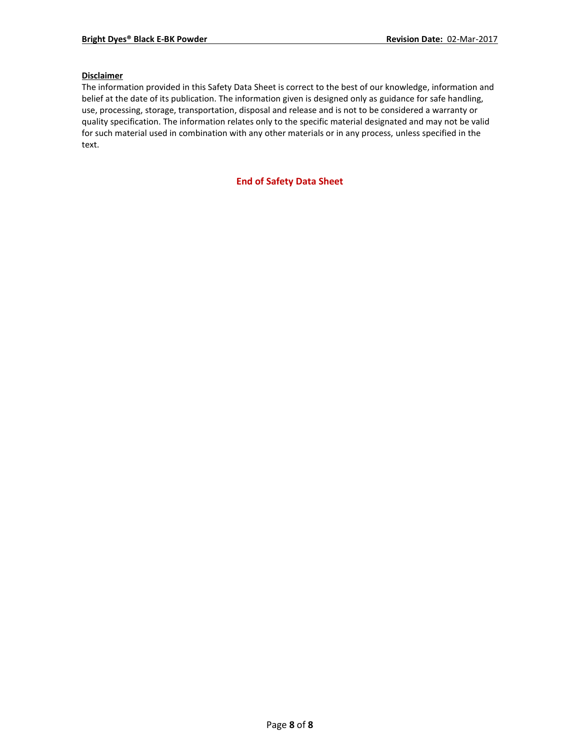**Disclaimer**

The information provided in this Safety Data Sheet is correct to the best of our knowledge, information and belief at the date of its publication. The information given is designed only as guidance for safe handling, use, processing, storage, transportation, disposal and release and is not to be considered a warranty or quality specification. The information relates only to the specific material designated and may not be valid for such material used in combination with any other materials or in any process, unless specified in the text.

**End of Safety Data Sheet**